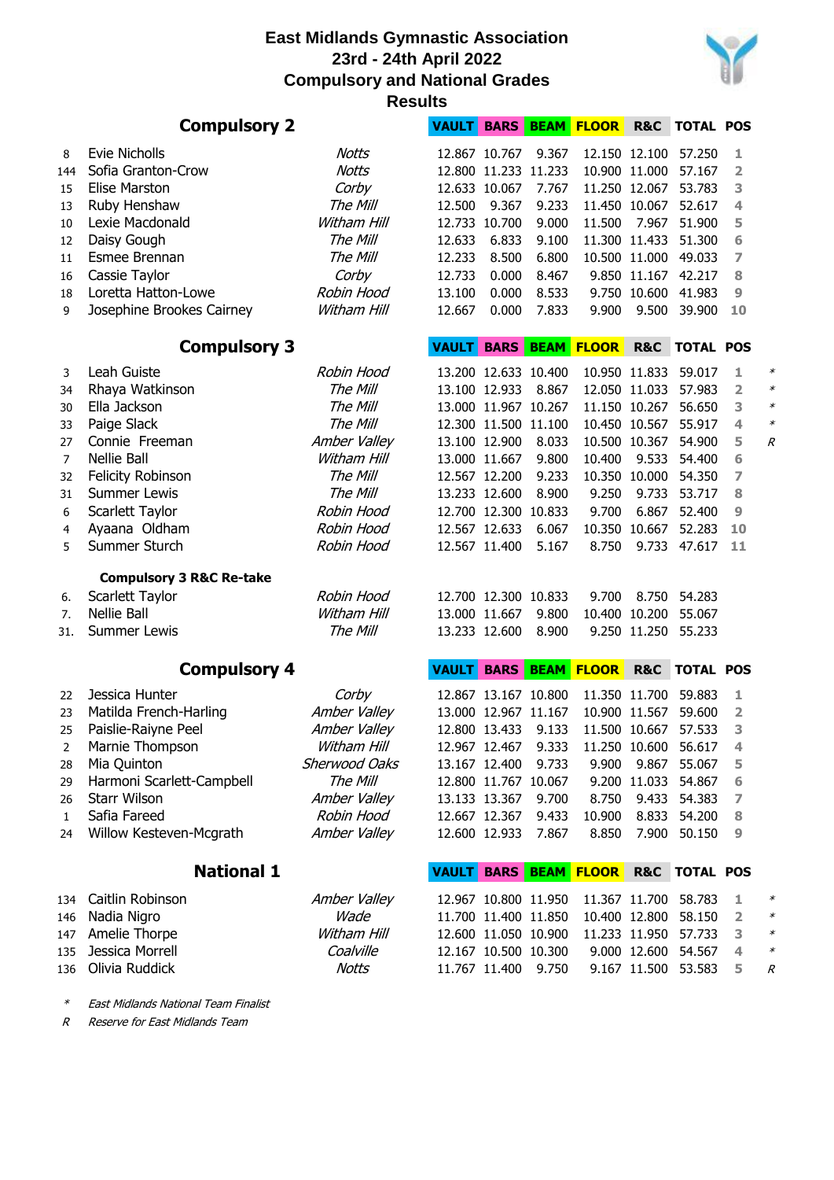# East Midlands Gymnastic Association
## 23rd - 24th April 2022
## Compulsory and National Grades
## Results

### Compulsory 2

| | Name | Club | VAULT | BARS | BEAM | FLOOR | R&C | TOTAL | POS |
|---|---|---|---|---|---|---|---|---|---|
| 8 | Evie Nicholls | *Notts* | 12.867 | 10.767 | 9.367 | 12.150 | 12.100 | 57.250 | 1 |
| 144 | Sofia Granton-Crow | *Notts* | 12.800 | 11.233 | 11.233 | 10.900 | 11.000 | 57.167 | 2 |
| 15 | Elise Marston | *Corby* | 12.633 | 10.067 | 7.767 | 11.250 | 12.067 | 53.783 | 3 |
| 13 | Ruby Henshaw | *The Mill* | 12.500 | 9.367 | 9.233 | 11.450 | 10.067 | 52.617 | 4 |
| 10 | Lexie Macdonald | *Witham Hill* | 12.733 | 10.700 | 9.000 | 11.500 | 7.967 | 51.900 | 5 |
| 12 | Daisy Gough | *The Mill* | 12.633 | 6.833 | 9.100 | 11.300 | 11.433 | 51.300 | 6 |
| 11 | Esmee Brennan | *The Mill* | 12.233 | 8.500 | 6.800 | 10.500 | 11.000 | 49.033 | 7 |
| 16 | Cassie Taylor | *Corby* | 12.733 | 0.000 | 8.467 | 9.850 | 11.167 | 42.217 | 8 |
| 18 | Loretta Hatton-Lowe | *Robin Hood* | 13.100 | 0.000 | 8.533 | 9.750 | 10.600 | 41.983 | 9 |
| 9 | Josephine Brookes Cairney | *Witham Hill* | 12.667 | 0.000 | 7.833 | 9.900 | 9.500 | 39.900 | 10 |

### Compulsory 3

| | Name | Club | VAULT | BARS | BEAM | FLOOR | R&C | TOTAL | POS | |
|---|---|---|---|---|---|---|---|---|---|---|
| 3 | Leah Guiste | *Robin Hood* | 13.200 | 12.633 | 10.400 | 10.950 | 11.833 | 59.017 | 1 | * |
| 34 | Rhaya Watkinson | *The Mill* | 13.100 | 12.933 | 8.867 | 12.050 | 11.033 | 57.983 | 2 | * |
| 30 | Ella Jackson | *The Mill* | 13.000 | 11.967 | 10.267 | 11.150 | 10.267 | 56.650 | 3 | * |
| 33 | Paige Slack | *The Mill* | 12.300 | 11.500 | 11.100 | 10.450 | 10.567 | 55.917 | 4 | * |
| 27 | Connie Freeman | *Amber Valley* | 13.100 | 12.900 | 8.033 | 10.500 | 10.367 | 54.900 | 5 | R |
| 7 | Nellie Ball | *Witham Hill* | 13.000 | 11.667 | 9.800 | 10.400 | 9.533 | 54.400 | 6 | |
| 32 | Felicity Robinson | *The Mill* | 12.567 | 12.200 | 9.233 | 10.350 | 10.000 | 54.350 | 7 | |
| 31 | Summer Lewis | *The Mill* | 13.233 | 12.600 | 8.900 | 9.250 | 9.733 | 53.717 | 8 | |
| 6 | Scarlett Taylor | *Robin Hood* | 12.700 | 12.300 | 10.833 | 9.700 | 6.867 | 52.400 | 9 | |
| 4 | Ayaana Oldham | *Robin Hood* | 12.567 | 12.633 | 6.067 | 10.350 | 10.667 | 52.283 | 10 | |
| 5 | Summer Sturch | *Robin Hood* | 12.567 | 11.400 | 5.167 | 8.750 | 9.733 | 47.617 | 11 | |

#### Compulsory 3 R&C Re-take

| | Name | Club | VAULT | BARS | BEAM | FLOOR | R&C | TOTAL |
|---|---|---|---|---|---|---|---|---|
| 6. | Scarlett Taylor | *Robin Hood* | 12.700 | 12.300 | 10.833 | 9.700 | 8.750 | 54.283 |
| 7. | Nellie Ball | *Witham Hill* | 13.000 | 11.667 | 9.800 | 10.400 | 10.200 | 55.067 |
| 31. | Summer Lewis | *The Mill* | 13.233 | 12.600 | 8.900 | 9.250 | 11.250 | 55.233 |

### Compulsory 4

| | Name | Club | VAULT | BARS | BEAM | FLOOR | R&C | TOTAL | POS |
|---|---|---|---|---|---|---|---|---|---|
| 22 | Jessica Hunter | *Corby* | 12.867 | 13.167 | 10.800 | 11.350 | 11.700 | 59.883 | 1 |
| 23 | Matilda French-Harling | *Amber Valley* | 13.000 | 12.967 | 11.167 | 10.900 | 11.567 | 59.600 | 2 |
| 25 | Paislie-Raiyne Peel | *Amber Valley* | 12.800 | 13.433 | 9.133 | 11.500 | 10.667 | 57.533 | 3 |
| 2 | Marnie Thompson | *Witham Hill* | 12.967 | 12.467 | 9.333 | 11.250 | 10.600 | 56.617 | 4 |
| 28 | Mia Quinton | *Sherwood Oaks* | 13.167 | 12.400 | 9.733 | 9.900 | 9.867 | 55.067 | 5 |
| 29 | Harmoni Scarlett-Campbell | *The Mill* | 12.800 | 11.767 | 10.067 | 9.200 | 11.033 | 54.867 | 6 |
| 26 | Starr Wilson | *Amber Valley* | 13.133 | 13.367 | 9.700 | 8.750 | 9.433 | 54.383 | 7 |
| 1 | Safia Fareed | *Robin Hood* | 12.667 | 12.367 | 9.433 | 10.900 | 8.833 | 54.200 | 8 |
| 24 | Willow Kesteven-Mcgrath | *Amber Valley* | 12.600 | 12.933 | 7.867 | 8.850 | 7.900 | 50.150 | 9 |

### National 1

| | Name | Club | VAULT | BARS | BEAM | FLOOR | R&C | TOTAL | POS | |
|---|---|---|---|---|---|---|---|---|---|---|
| 134 | Caitlin Robinson | *Amber Valley* | 12.967 | 10.800 | 11.950 | 11.367 | 11.700 | 58.783 | 1 | * |
| 146 | Nadia Nigro | *Wade* | 11.700 | 11.400 | 11.850 | 10.400 | 12.800 | 58.150 | 2 | * |
| 147 | Amelie Thorpe | *Witham Hill* | 12.600 | 11.050 | 10.900 | 11.233 | 11.950 | 57.733 | 3 | * |
| 135 | Jessica Morrell | *Coalville* | 12.167 | 10.500 | 10.300 | 9.000 | 12.600 | 54.567 | 4 | * |
| 136 | Olivia Ruddick | *Notts* | 11.767 | 11.400 | 9.750 | 9.167 | 11.500 | 53.583 | 5 | R |

\* *East Midlands National Team Finalist*

R *Reserve for East Midlands Team*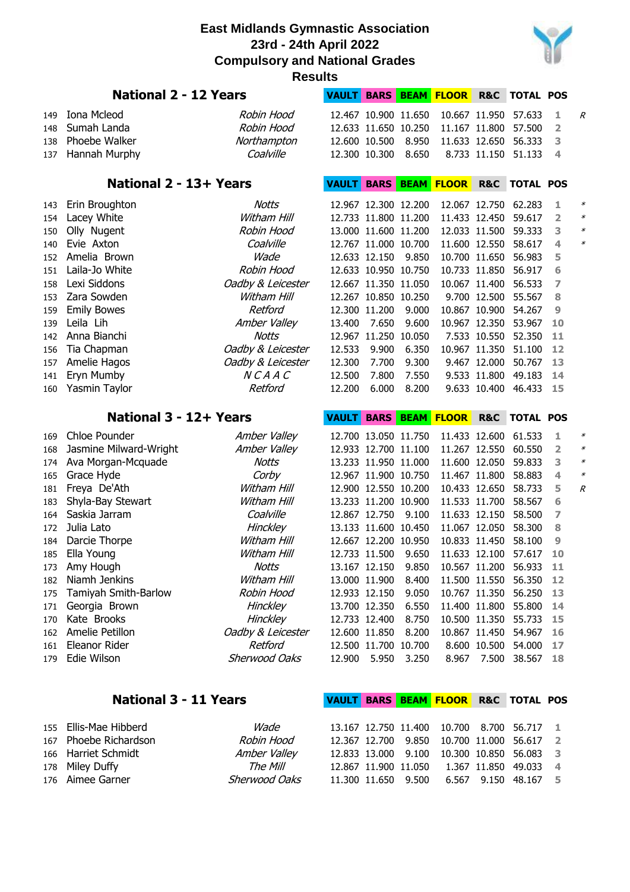# East Midlands Gymnastic Association

## 23rd - 24th April 2022

## Compulsory and National Grades

## Results

### National 2 - 12 Years

| | Name | Club | VAULT | BARS | BEAM | FLOOR | R&C | TOTAL | POS | |
|---|---|---|---|---|---|---|---|---|---|---|
| 149 | Iona Mcleod | *Robin Hood* | 12.467 | 10.900 | 11.650 | 10.667 | 11.950 | 57.633 | 1 | *R* |
| 148 | Sumah Landa | *Robin Hood* | 12.633 | 11.650 | 10.250 | 11.167 | 11.800 | 57.500 | 2 | |
| 138 | Phoebe Walker | *Northampton* | 12.600 | 10.500 | 8.950 | 11.633 | 12.650 | 56.333 | 3 | |
| 137 | Hannah Murphy | *Coalville* | 12.300 | 10.300 | 8.650 | 8.733 | 11.150 | 51.133 | 4 | |

### National 2 - 13+ Years

| | Name | Club | VAULT | BARS | BEAM | FLOOR | R&C | TOTAL | POS | |
|---|---|---|---|---|---|---|---|---|---|---|
| 143 | Erin Broughton | *Notts* | 12.967 | 12.300 | 12.200 | 12.067 | 12.750 | 62.283 | 1 | * |
| 154 | Lacey White | *Witham Hill* | 12.733 | 11.800 | 11.200 | 11.433 | 12.450 | 59.617 | 2 | * |
| 150 | Olly Nugent | *Robin Hood* | 13.000 | 11.600 | 11.200 | 12.033 | 11.500 | 59.333 | 3 | * |
| 140 | Evie Axton | *Coalville* | 12.767 | 11.000 | 10.700 | 11.600 | 12.550 | 58.617 | 4 | * |
| 152 | Amelia Brown | *Wade* | 12.633 | 12.150 | 9.850 | 10.700 | 11.650 | 56.983 | 5 | |
| 151 | Laila-Jo White | *Robin Hood* | 12.633 | 10.950 | 10.750 | 10.733 | 11.850 | 56.917 | 6 | |
| 158 | Lexi Siddons | *Oadby & Leicester* | 12.667 | 11.350 | 11.050 | 10.067 | 11.400 | 56.533 | 7 | |
| 153 | Zara Sowden | *Witham Hill* | 12.267 | 10.850 | 10.250 | 9.700 | 12.500 | 55.567 | 8 | |
| 159 | Emily Bowes | *Retford* | 12.300 | 11.200 | 9.000 | 10.867 | 10.900 | 54.267 | 9 | |
| 139 | Leila Lih | *Amber Valley* | 13.400 | 7.650 | 9.600 | 10.967 | 12.350 | 53.967 | 10 | |
| 142 | Anna Bianchi | *Notts* | 12.967 | 11.250 | 10.050 | 7.533 | 10.550 | 52.350 | 11 | |
| 156 | Tia Chapman | *Oadby & Leicester* | 12.533 | 9.900 | 6.350 | 10.967 | 11.350 | 51.100 | 12 | |
| 157 | Amelie Hagos | *Oadby & Leicester* | 12.300 | 7.700 | 9.300 | 9.467 | 12.000 | 50.767 | 13 | |
| 141 | Eryn Mumby | *N C A A C* | 12.500 | 7.800 | 7.550 | 9.533 | 11.800 | 49.183 | 14 | |
| 160 | Yasmin Taylor | *Retford* | 12.200 | 6.000 | 8.200 | 9.633 | 10.400 | 46.433 | 15 | |

### National 3 - 12+ Years

| | Name | Club | VAULT | BARS | BEAM | FLOOR | R&C | TOTAL | POS | |
|---|---|---|---|---|---|---|---|---|---|---|
| 169 | Chloe Pounder | *Amber Valley* | 12.700 | 13.050 | 11.750 | 11.433 | 12.600 | 61.533 | 1 | * |
| 168 | Jasmine Milward-Wright | *Amber Valley* | 12.933 | 12.700 | 11.100 | 11.267 | 12.550 | 60.550 | 2 | * |
| 174 | Ava Morgan-Mcquade | *Notts* | 13.233 | 11.950 | 11.000 | 11.600 | 12.050 | 59.833 | 3 | * |
| 165 | Grace Hyde | *Corby* | 12.967 | 11.900 | 10.750 | 11.467 | 11.800 | 58.883 | 4 | * |
| 181 | Freya De'Ath | *Witham Hill* | 12.900 | 12.550 | 10.200 | 10.433 | 12.650 | 58.733 | 5 | *R* |
| 183 | Shyla-Bay Stewart | *Witham Hill* | 13.233 | 11.200 | 10.900 | 11.533 | 11.700 | 58.567 | 6 | |
| 164 | Saskia Jarram | *Coalville* | 12.867 | 12.750 | 9.100 | 11.633 | 12.150 | 58.500 | 7 | |
| 172 | Julia Lato | *Hinckley* | 13.133 | 11.600 | 10.450 | 11.067 | 12.050 | 58.300 | 8 | |
| 184 | Darcie Thorpe | *Witham Hill* | 12.667 | 12.200 | 10.950 | 10.833 | 11.450 | 58.100 | 9 | |
| 185 | Ella Young | *Witham Hill* | 12.733 | 11.500 | 9.650 | 11.633 | 12.100 | 57.617 | 10 | |
| 173 | Amy Hough | *Notts* | 13.167 | 12.150 | 9.850 | 10.567 | 11.200 | 56.933 | 11 | |
| 182 | Niamh Jenkins | *Witham Hill* | 13.000 | 11.900 | 8.400 | 11.500 | 11.550 | 56.350 | 12 | |
| 175 | Tamiyah Smith-Barlow | *Robin Hood* | 12.933 | 12.150 | 9.050 | 10.767 | 11.350 | 56.250 | 13 | |
| 171 | Georgia Brown | *Hinckley* | 13.700 | 12.350 | 6.550 | 11.400 | 11.800 | 55.800 | 14 | |
| 170 | Kate Brooks | *Hinckley* | 12.733 | 12.400 | 8.750 | 10.500 | 11.350 | 55.733 | 15 | |
| 162 | Amelie Petillon | *Oadby & Leicester* | 12.600 | 11.850 | 8.200 | 10.867 | 11.450 | 54.967 | 16 | |
| 161 | Eleanor Rider | *Retford* | 12.500 | 11.700 | 10.700 | 8.600 | 10.500 | 54.000 | 17 | |
| 179 | Edie Wilson | *Sherwood Oaks* | 12.900 | 5.950 | 3.250 | 8.967 | 7.500 | 38.567 | 18 | |

### National 3 - 11 Years

| | Name | Club | VAULT | BARS | BEAM | FLOOR | R&C | TOTAL | POS |
|---|---|---|---|---|---|---|---|---|---|
| 155 | Ellis-Mae Hibberd | *Wade* | 13.167 | 12.750 | 11.400 | 10.700 | 8.700 | 56.717 | 1 |
| 167 | Phoebe Richardson | *Robin Hood* | 12.367 | 12.700 | 9.850 | 10.700 | 11.000 | 56.617 | 2 |
| 166 | Harriet Schmidt | *Amber Valley* | 12.833 | 13.000 | 9.100 | 10.300 | 10.850 | 56.083 | 3 |
| 178 | Miley Duffy | *The Mill* | 12.867 | 11.900 | 11.050 | 1.367 | 11.850 | 49.033 | 4 |
| 176 | Aimee Garner | *Sherwood Oaks* | 11.300 | 11.650 | 9.500 | 6.567 | 9.150 | 48.167 | 5 |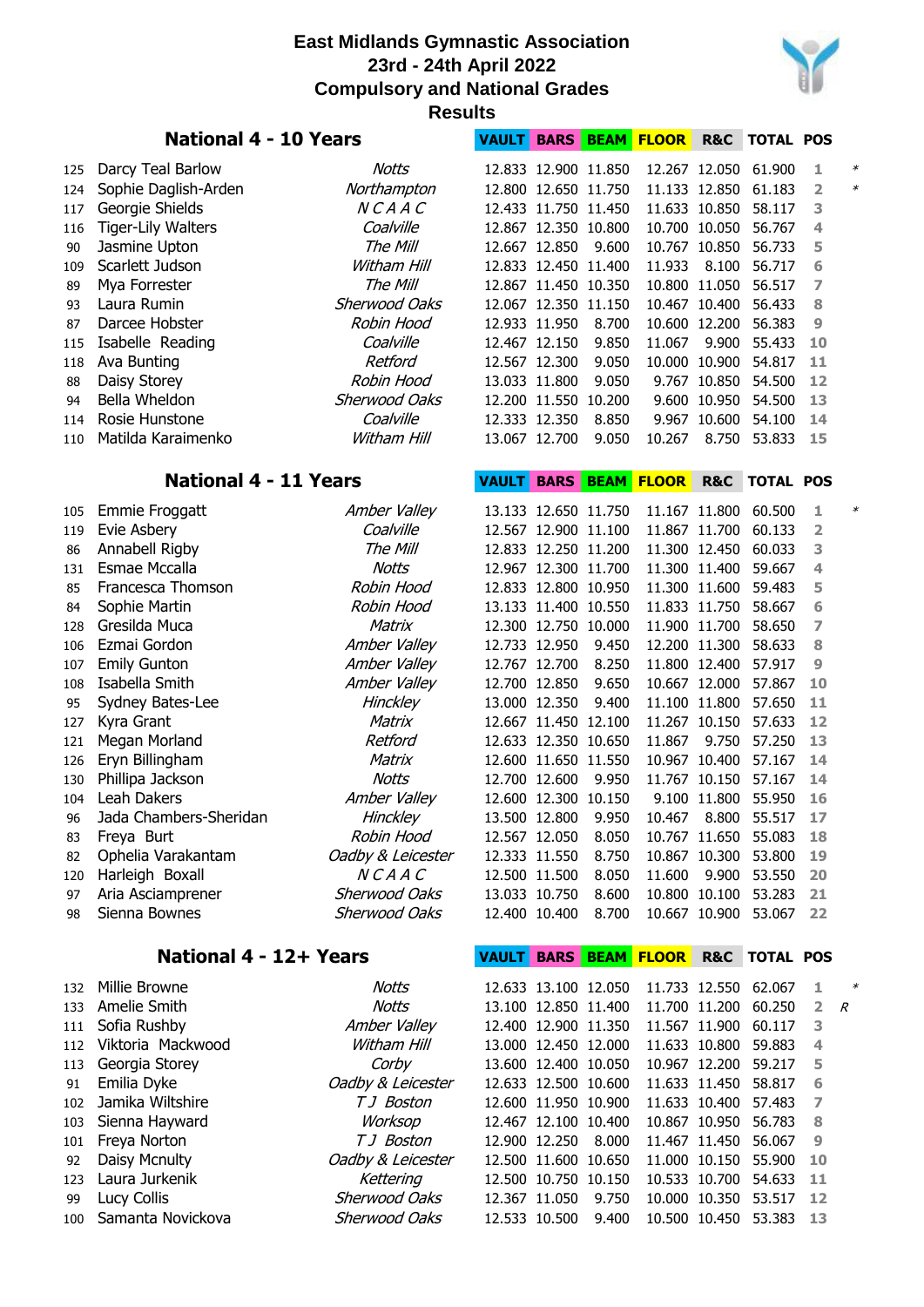# East Midlands Gymnastic Association
## 23rd - 24th April 2022
## Compulsory and National Grades
## Results

### National 4 - 10 Years

| No. | Name | Club | VAULT | BARS | BEAM | FLOOR | R&C | TOTAL | POS | |
|---|---|---|---|---|---|---|---|---|---|---|
| 125 | Darcy Teal Barlow | *Notts* | 12.833 | 12.900 | 11.850 | 12.267 | 12.050 | 61.900 | 1 | * |
| 124 | Sophie Daglish-Arden | *Northampton* | 12.800 | 12.650 | 11.750 | 11.133 | 12.850 | 61.183 | 2 | * |
| 117 | Georgie Shields | *N C A A C* | 12.433 | 11.750 | 11.450 | 11.633 | 10.850 | 58.117 | 3 | |
| 116 | Tiger-Lily Walters | *Coalville* | 12.867 | 12.350 | 10.800 | 10.700 | 10.050 | 56.767 | 4 | |
| 90 | Jasmine Upton | *The Mill* | 12.667 | 12.850 | 9.600 | 10.767 | 10.850 | 56.733 | 5 | |
| 109 | Scarlett Judson | *Witham Hill* | 12.833 | 12.450 | 11.400 | 11.933 | 8.100 | 56.717 | 6 | |
| 89 | Mya Forrester | *The Mill* | 12.867 | 11.450 | 10.350 | 10.800 | 11.050 | 56.517 | 7 | |
| 93 | Laura Rumin | *Sherwood Oaks* | 12.067 | 12.350 | 11.150 | 10.467 | 10.400 | 56.433 | 8 | |
| 87 | Darcee Hobster | *Robin Hood* | 12.933 | 11.950 | 8.700 | 10.600 | 12.200 | 56.383 | 9 | |
| 115 | Isabelle Reading | *Coalville* | 12.467 | 12.150 | 9.850 | 11.067 | 9.900 | 55.433 | 10 | |
| 118 | Ava Bunting | *Retford* | 12.567 | 12.300 | 9.050 | 10.000 | 10.900 | 54.817 | 11 | |
| 88 | Daisy Storey | *Robin Hood* | 13.033 | 11.800 | 9.050 | 9.767 | 10.850 | 54.500 | 12 | |
| 94 | Bella Wheldon | *Sherwood Oaks* | 12.200 | 11.550 | 10.200 | 9.600 | 10.950 | 54.500 | 13 | |
| 114 | Rosie Hunstone | *Coalville* | 12.333 | 12.350 | 8.850 | 9.967 | 10.600 | 54.100 | 14 | |
| 110 | Matilda Karaimenko | *Witham Hill* | 13.067 | 12.700 | 9.050 | 10.267 | 8.750 | 53.833 | 15 | |

### National 4 - 11 Years

| No. | Name | Club | VAULT | BARS | BEAM | FLOOR | R&C | TOTAL | POS | |
|---|---|---|---|---|---|---|---|---|---|---|
| 105 | Emmie Froggatt | *Amber Valley* | 13.133 | 12.650 | 11.750 | 11.167 | 11.800 | 60.500 | 1 | * |
| 119 | Evie Asbery | *Coalville* | 12.567 | 12.900 | 11.100 | 11.867 | 11.700 | 60.133 | 2 | |
| 86 | Annabell Rigby | *The Mill* | 12.833 | 12.250 | 11.200 | 11.300 | 12.450 | 60.033 | 3 | |
| 131 | Esmae Mccalla | *Notts* | 12.967 | 12.300 | 11.700 | 11.300 | 11.400 | 59.667 | 4 | |
| 85 | Francesca Thomson | *Robin Hood* | 12.833 | 12.800 | 10.950 | 11.300 | 11.600 | 59.483 | 5 | |
| 84 | Sophie Martin | *Robin Hood* | 13.133 | 11.400 | 10.550 | 11.833 | 11.750 | 58.667 | 6 | |
| 128 | Gresilda Muca | *Matrix* | 12.300 | 12.750 | 10.000 | 11.900 | 11.700 | 58.650 | 7 | |
| 106 | Ezmai Gordon | *Amber Valley* | 12.733 | 12.950 | 9.450 | 12.200 | 11.300 | 58.633 | 8 | |
| 107 | Emily Gunton | *Amber Valley* | 12.767 | 12.700 | 8.250 | 11.800 | 12.400 | 57.917 | 9 | |
| 108 | Isabella Smith | *Amber Valley* | 12.700 | 12.850 | 9.650 | 10.667 | 12.000 | 57.867 | 10 | |
| 95 | Sydney Bates-Lee | *Hinckley* | 13.000 | 12.350 | 9.400 | 11.100 | 11.800 | 57.650 | 11 | |
| 127 | Kyra Grant | *Matrix* | 12.667 | 11.450 | 12.100 | 11.267 | 10.150 | 57.633 | 12 | |
| 121 | Megan Morland | *Retford* | 12.633 | 12.350 | 10.650 | 11.867 | 9.750 | 57.250 | 13 | |
| 126 | Eryn Billingham | *Matrix* | 12.600 | 11.650 | 11.550 | 10.967 | 10.400 | 57.167 | 14 | |
| 130 | Phillipa Jackson | *Notts* | 12.700 | 12.600 | 9.950 | 11.767 | 10.150 | 57.167 | 14 | |
| 104 | Leah Dakers | *Amber Valley* | 12.600 | 12.300 | 10.150 | 9.100 | 11.800 | 55.950 | 16 | |
| 96 | Jada Chambers-Sheridan | *Hinckley* | 13.500 | 12.800 | 9.950 | 10.467 | 8.800 | 55.517 | 17 | |
| 83 | Freya Burt | *Robin Hood* | 12.567 | 12.050 | 8.050 | 10.767 | 11.650 | 55.083 | 18 | |
| 82 | Ophelia Varakantam | *Oadby & Leicester* | 12.333 | 11.550 | 8.750 | 10.867 | 10.300 | 53.800 | 19 | |
| 120 | Harleigh Boxall | *N C A A C* | 12.500 | 11.500 | 8.050 | 11.600 | 9.900 | 53.550 | 20 | |
| 97 | Aria Asciamprener | *Sherwood Oaks* | 13.033 | 10.750 | 8.600 | 10.800 | 10.100 | 53.283 | 21 | |
| 98 | Sienna Bownes | *Sherwood Oaks* | 12.400 | 10.400 | 8.700 | 10.667 | 10.900 | 53.067 | 22 | |

### National 4 - 12+ Years

| No. | Name | Club | VAULT | BARS | BEAM | FLOOR | R&C | TOTAL | POS | |
|---|---|---|---|---|---|---|---|---|---|---|
| 132 | Millie Browne | *Notts* | 12.633 | 13.100 | 12.050 | 11.733 | 12.550 | 62.067 | 1 | * |
| 133 | Amelie Smith | *Notts* | 13.100 | 12.850 | 11.400 | 11.700 | 11.200 | 60.250 | 2 | *R* |
| 111 | Sofia Rushby | *Amber Valley* | 12.400 | 12.900 | 11.350 | 11.567 | 11.900 | 60.117 | 3 | |
| 112 | Viktoria Mackwood | *Witham Hill* | 13.000 | 12.450 | 12.000 | 11.633 | 10.800 | 59.883 | 4 | |
| 113 | Georgia Storey | *Corby* | 13.600 | 12.400 | 10.050 | 10.967 | 12.200 | 59.217 | 5 | |
| 91 | Emilia Dyke | *Oadby & Leicester* | 12.633 | 12.500 | 10.600 | 11.633 | 11.450 | 58.817 | 6 | |
| 102 | Jamika Wiltshire | *T J Boston* | 12.600 | 11.950 | 10.900 | 11.633 | 10.400 | 57.483 | 7 | |
| 103 | Sienna Hayward | *Worksop* | 12.467 | 12.100 | 10.400 | 10.867 | 10.950 | 56.783 | 8 | |
| 101 | Freya Norton | *T J Boston* | 12.900 | 12.250 | 8.000 | 11.467 | 11.450 | 56.067 | 9 | |
| 92 | Daisy Mcnulty | *Oadby & Leicester* | 12.500 | 11.600 | 10.650 | 11.000 | 10.150 | 55.900 | 10 | |
| 123 | Laura Jurkenik | *Kettering* | 12.500 | 10.750 | 10.150 | 10.533 | 10.700 | 54.633 | 11 | |
| 99 | Lucy Collis | *Sherwood Oaks* | 12.367 | 11.050 | 9.750 | 10.000 | 10.350 | 53.517 | 12 | |
| 100 | Samanta Novickova | *Sherwood Oaks* | 12.533 | 10.500 | 9.400 | 10.500 | 10.450 | 53.383 | 13 | |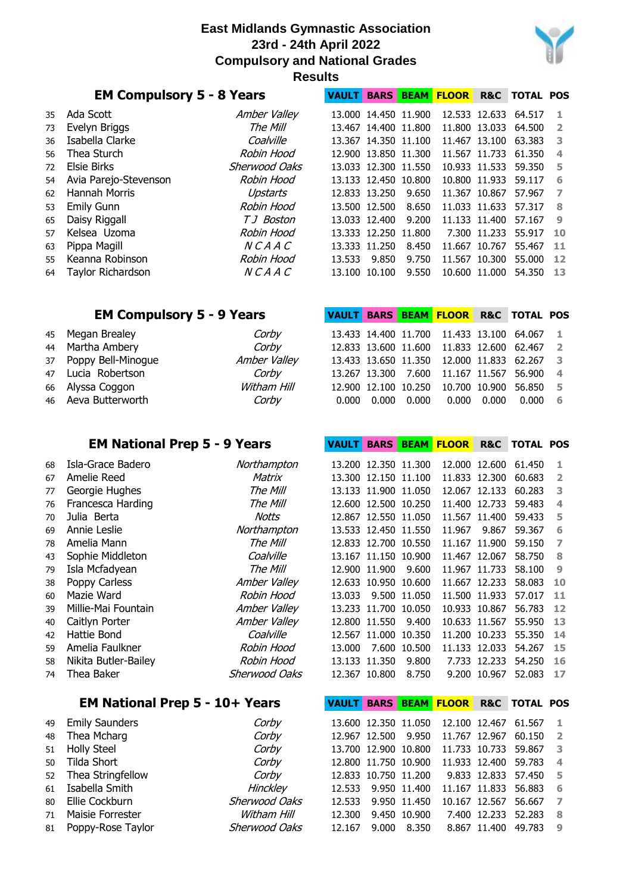# East Midlands Gymnastic Association
## 23rd - 24th April 2022
## Compulsory and National Grades
## Results

### EM Compulsory 5 - 8 Years

| | | | VAULT | BARS | BEAM | FLOOR | R&C | TOTAL | POS |
|---|---|---|---|---|---|---|---|---|---|
| 35 | Ada Scott | *Amber Valley* | 13.000 | 14.450 | 11.900 | 12.533 | 12.633 | 64.517 | 1 |
| 73 | Evelyn Briggs | *The Mill* | 13.467 | 14.400 | 11.800 | 11.800 | 13.033 | 64.500 | 2 |
| 36 | Isabella Clarke | *Coalville* | 13.367 | 14.350 | 11.100 | 11.467 | 13.100 | 63.383 | 3 |
| 56 | Thea Sturch | *Robin Hood* | 12.900 | 13.850 | 11.300 | 11.567 | 11.733 | 61.350 | 4 |
| 72 | Elsie Birks | *Sherwood Oaks* | 13.033 | 12.300 | 11.550 | 10.933 | 11.533 | 59.350 | 5 |
| 54 | Avia Parejo-Stevenson | *Robin Hood* | 13.133 | 12.450 | 10.800 | 10.800 | 11.933 | 59.117 | 6 |
| 62 | Hannah Morris | *Upstarts* | 12.833 | 13.250 | 9.650 | 11.367 | 10.867 | 57.967 | 7 |
| 53 | Emily Gunn | *Robin Hood* | 13.500 | 12.500 | 8.650 | 11.033 | 11.633 | 57.317 | 8 |
| 65 | Daisy Riggall | *T J Boston* | 13.033 | 12.400 | 9.200 | 11.133 | 11.400 | 57.167 | 9 |
| 57 | Kelsea Uzoma | *Robin Hood* | 13.333 | 12.250 | 11.800 | 7.300 | 11.233 | 55.917 | 10 |
| 63 | Pippa Magill | *N C A A C* | 13.333 | 11.250 | 8.450 | 11.667 | 10.767 | 55.467 | 11 |
| 55 | Keanna Robinson | *Robin Hood* | 13.533 | 9.850 | 9.750 | 11.567 | 10.300 | 55.000 | 12 |
| 64 | Taylor Richardson | *N C A A C* | 13.100 | 10.100 | 9.550 | 10.600 | 11.000 | 54.350 | 13 |

### EM Compulsory 5 - 9 Years

| | | | VAULT | BARS | BEAM | FLOOR | R&C | TOTAL | POS |
|---|---|---|---|---|---|---|---|---|---|
| 45 | Megan Brealey | *Corby* | 13.433 | 14.400 | 11.700 | 11.433 | 13.100 | 64.067 | 1 |
| 44 | Martha Ambery | *Corby* | 12.833 | 13.600 | 11.600 | 11.833 | 12.600 | 62.467 | 2 |
| 37 | Poppy Bell-Minogue | *Amber Valley* | 13.433 | 13.650 | 11.350 | 12.000 | 11.833 | 62.267 | 3 |
| 47 | Lucia Robertson | *Corby* | 13.267 | 13.300 | 7.600 | 11.167 | 11.567 | 56.900 | 4 |
| 66 | Alyssa Coggon | *Witham Hill* | 12.900 | 12.100 | 10.250 | 10.700 | 10.900 | 56.850 | 5 |
| 46 | Aeva Butterworth | *Corby* | 0.000 | 0.000 | 0.000 | 0.000 | 0.000 | 0.000 | 6 |

### EM National Prep 5 - 9 Years

| | | | VAULT | BARS | BEAM | FLOOR | R&C | TOTAL | POS |
|---|---|---|---|---|---|---|---|---|---|
| 68 | Isla-Grace Badero | *Northampton* | 13.200 | 12.350 | 11.300 | 12.000 | 12.600 | 61.450 | 1 |
| 67 | Amelie Reed | *Matrix* | 13.300 | 12.150 | 11.100 | 11.833 | 12.300 | 60.683 | 2 |
| 77 | Georgie Hughes | *The Mill* | 13.133 | 11.900 | 11.050 | 12.067 | 12.133 | 60.283 | 3 |
| 76 | Francesca Harding | *The Mill* | 12.600 | 12.500 | 10.250 | 11.400 | 12.733 | 59.483 | 4 |
| 70 | Julia Berta | *Notts* | 12.867 | 12.550 | 11.050 | 11.567 | 11.400 | 59.433 | 5 |
| 69 | Annie Leslie | *Northampton* | 13.533 | 12.450 | 11.550 | 11.967 | 9.867 | 59.367 | 6 |
| 78 | Amelia Mann | *The Mill* | 12.833 | 12.700 | 10.550 | 11.167 | 11.900 | 59.150 | 7 |
| 43 | Sophie Middleton | *Coalville* | 13.167 | 11.150 | 10.900 | 11.467 | 12.067 | 58.750 | 8 |
| 79 | Isla Mcfadyean | *The Mill* | 12.900 | 11.900 | 9.600 | 11.967 | 11.733 | 58.100 | 9 |
| 38 | Poppy Carless | *Amber Valley* | 12.633 | 10.950 | 10.600 | 11.667 | 12.233 | 58.083 | 10 |
| 60 | Mazie Ward | *Robin Hood* | 13.033 | 9.500 | 11.050 | 11.500 | 11.933 | 57.017 | 11 |
| 39 | Millie-Mai Fountain | *Amber Valley* | 13.233 | 11.700 | 10.050 | 10.933 | 10.867 | 56.783 | 12 |
| 40 | Caitlyn Porter | *Amber Valley* | 12.800 | 11.550 | 9.400 | 10.633 | 11.567 | 55.950 | 13 |
| 42 | Hattie Bond | *Coalville* | 12.567 | 11.000 | 10.350 | 11.200 | 10.233 | 55.350 | 14 |
| 59 | Amelia Faulkner | *Robin Hood* | 13.000 | 7.600 | 10.500 | 11.133 | 12.033 | 54.267 | 15 |
| 58 | Nikita Butler-Bailey | *Robin Hood* | 13.133 | 11.350 | 9.800 | 7.733 | 12.233 | 54.250 | 16 |
| 74 | Thea Baker | *Sherwood Oaks* | 12.367 | 10.800 | 8.750 | 9.200 | 10.967 | 52.083 | 17 |

### EM National Prep 5 - 10+ Years

| | | | VAULT | BARS | BEAM | FLOOR | R&C | TOTAL | POS |
|---|---|---|---|---|---|---|---|---|---|
| 49 | Emily Saunders | *Corby* | 13.600 | 12.350 | 11.050 | 12.100 | 12.467 | 61.567 | 1 |
| 48 | Thea Mcharg | *Corby* | 12.967 | 12.500 | 9.950 | 11.767 | 12.967 | 60.150 | 2 |
| 51 | Holly Steel | *Corby* | 13.700 | 12.900 | 10.800 | 11.733 | 10.733 | 59.867 | 3 |
| 50 | Tilda Short | *Corby* | 12.800 | 11.750 | 10.900 | 11.933 | 12.400 | 59.783 | 4 |
| 52 | Thea Stringfellow | *Corby* | 12.833 | 10.750 | 11.200 | 9.833 | 12.833 | 57.450 | 5 |
| 61 | Isabella Smith | *Hinckley* | 12.533 | 9.950 | 11.400 | 11.167 | 11.833 | 56.883 | 6 |
| 80 | Ellie Cockburn | *Sherwood Oaks* | 12.533 | 9.950 | 11.450 | 10.167 | 12.567 | 56.667 | 7 |
| 71 | Maisie Forrester | *Witham Hill* | 12.300 | 9.450 | 10.900 | 7.400 | 12.233 | 52.283 | 8 |
| 81 | Poppy-Rose Taylor | *Sherwood Oaks* | 12.167 | 9.000 | 8.350 | 8.867 | 11.400 | 49.783 | 9 |